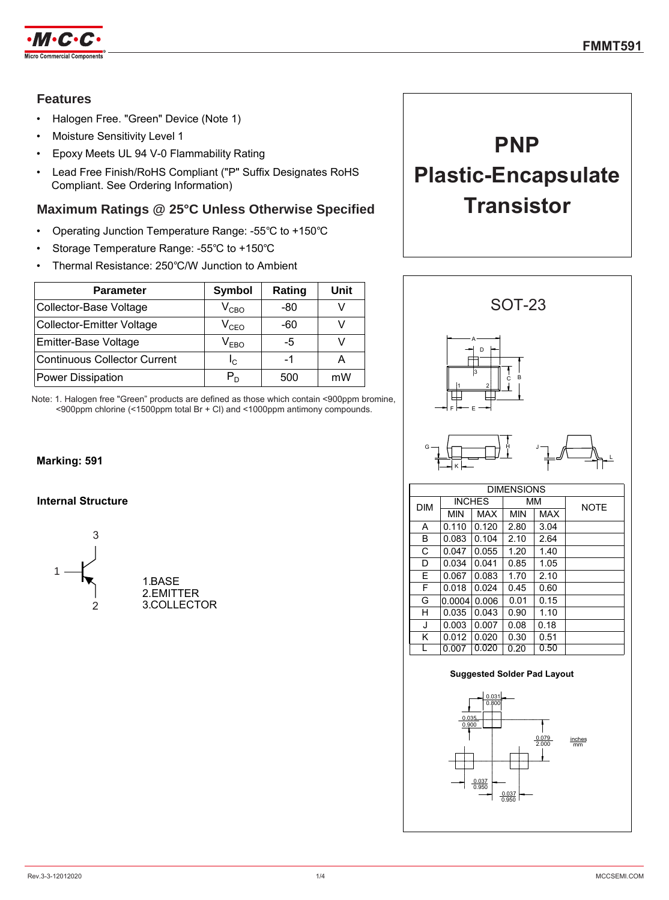# FMMT591

## Features

- Halogen Free. "Green" Device (Note 1)
- Moisture Sensitivity Level 1
- Epoxy Meets UL 94 V-0 Flammability Rating
- Lead Free Finish/RoHS Compliant ("P" Suffix Designates RoHS Compliant. See Ordering Information)

# PNP Plastic-Encapsulate Transistor

## Maximum Ratings @ 25°C Unless Otherwise Specified

- Operating Junction Temperature Range: -55℃ to +150℃
- Storage Temperature Range: -55℃ to +150℃
- Thermal Resistance: 250℃/W Junction to Ambient

| Parameter | Symbol | Rating | Unit |
|---|---|---|---|
| Collector-Base Voltage | $V_{CBO}$ | -80 | V |
| Collector-Emitter Voltage | $V_{CEO}$ | -60 | V |
| Emitter-Base Voltage | $V_{EBO}$ | -5 | V |
| Continuous Collector Current | $I_C$ | -1 | A |
| Power Dissipation | $P_D$ | 500 | mW |

Note: 1. Halogen free "Green" products are defined as those which contain <900ppm bromine, <900ppm chlorine (<1500ppm total Br + Cl) and <1000ppm antimony compounds.

**Marking: 591**

**Internal Structure**

1.BASE
2.EMITTER
3.COLLECTOR

## SOT-23

| DIM | INCHES | | MM | | NOTE |
|---|---|---|---|---|---|
| | MIN | MAX | MIN | MAX | |
| A | 0.110 | 0.120 | 2.80 | 3.04 | |
| B | 0.083 | 0.104 | 2.10 | 2.64 | |
| C | 0.047 | 0.055 | 1.20 | 1.40 | |
| D | 0.034 | 0.041 | 0.85 | 1.05 | |
| E | 0.067 | 0.083 | 1.70 | 2.10 | |
| F | 0.018 | 0.024 | 0.45 | 0.60 | |
| G | 0.0004 | 0.006 | 0.01 | 0.15 | |
| H | 0.035 | 0.043 | 0.90 | 1.10 | |
| J | 0.003 | 0.007 | 0.08 | 0.18 | |
| K | 0.012 | 0.020 | 0.30 | 0.51 | |
| L | 0.007 | 0.020 | 0.20 | 0.50 | |

**Suggested Solder Pad Layout**

0.031 / 0.800; 0.035 / 0.900; 0.079 / 2.000; 0.037 / 0.950; 0.037 / 0.950 (inches / mm)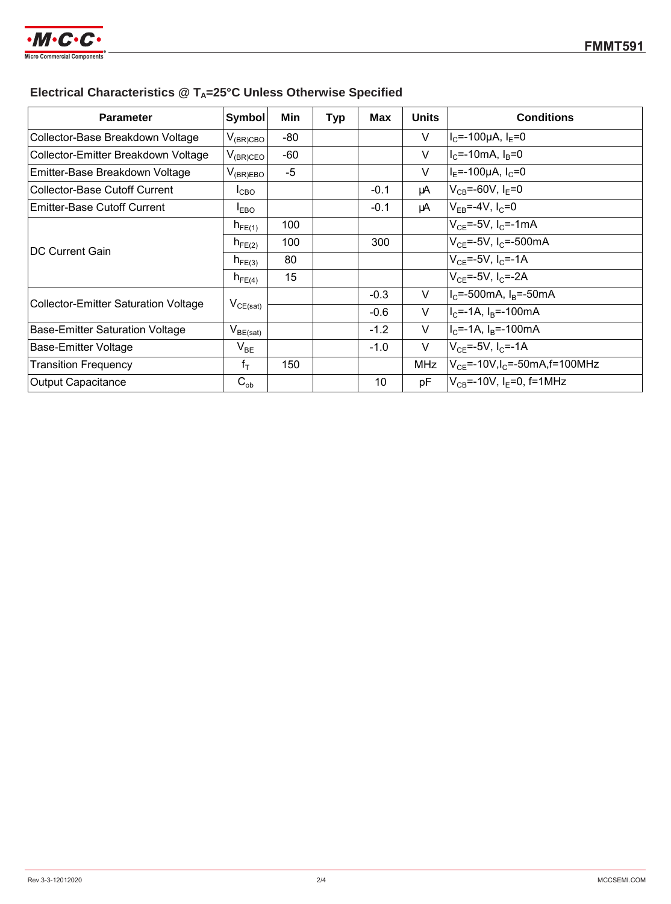## Electrical Characteristics @ $T_A$=25°C Unless Otherwise Specified

| Parameter | Symbol | Min | Typ | Max | Units | Conditions |
|---|---|---|---|---|---|---|
| Collector-Base Breakdown Voltage | $V_{(BR)CBO}$ | -80 | | | V | $I_C$=-100μA, $I_E$=0 |
| Collector-Emitter Breakdown Voltage | $V_{(BR)CEO}$ | -60 | | | V | $I_C$=-10mA, $I_B$=0 |
| Emitter-Base Breakdown Voltage | $V_{(BR)EBO}$ | -5 | | | V | $I_E$=-100μA, $I_C$=0 |
| Collector-Base Cutoff Current | $I_{CBO}$ | | | -0.1 | μA | $V_{CB}$=-60V, $I_E$=0 |
| Emitter-Base Cutoff Current | $I_{EBO}$ | | | -0.1 | μA | $V_{EB}$=-4V, $I_C$=0 |
| DC Current Gain | $h_{FE(1)}$ | 100 | | | | $V_{CE}$=-5V, $I_C$=-1mA |
| | $h_{FE(2)}$ | 100 | | 300 | | $V_{CE}$=-5V, $I_C$=-500mA |
| | $h_{FE(3)}$ | 80 | | | | $V_{CE}$=-5V, $I_C$=-1A |
| | $h_{FE(4)}$ | 15 | | | | $V_{CE}$=-5V, $I_C$=-2A |
| Collector-Emitter Saturation Voltage | $V_{CE(sat)}$ | | | -0.3 | V | $I_C$=-500mA, $I_B$=-50mA |
| | | | | -0.6 | V | $I_C$=-1A, $I_B$=-100mA |
| Base-Emitter Saturation Voltage | $V_{BE(sat)}$ | | | -1.2 | V | $I_C$=-1A, $I_B$=-100mA |
| Base-Emitter Voltage | $V_{BE}$ | | | -1.0 | V | $V_{CE}$=-5V, $I_C$=-1A |
| Transition Frequency | $f_T$ | 150 | | | MHz | $V_{CE}$=-10V,$I_C$=-50mA,f=100MHz |
| Output Capacitance | $C_{ob}$ | | | 10 | pF | $V_{CB}$=-10V, $I_E$=0, f=1MHz |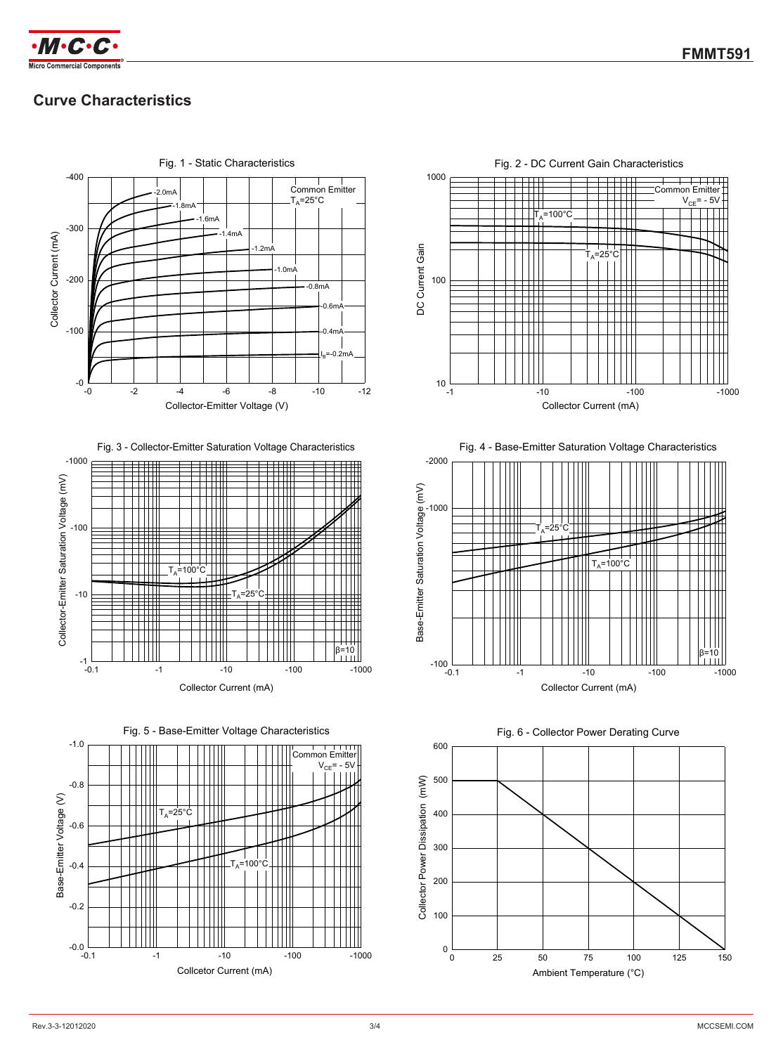## Curve Characteristics

Fig. 1 - Static Characteristics

Fig. 2 - DC Current Gain Characteristics

Fig. 3 - Collector-Emitter Saturation Voltage Characteristics

Fig. 4 - Base-Emitter Saturation Voltage Characteristics

Fig. 5 - Base-Emitter Voltage Characteristics

Fig. 6 - Collector Power Derating Curve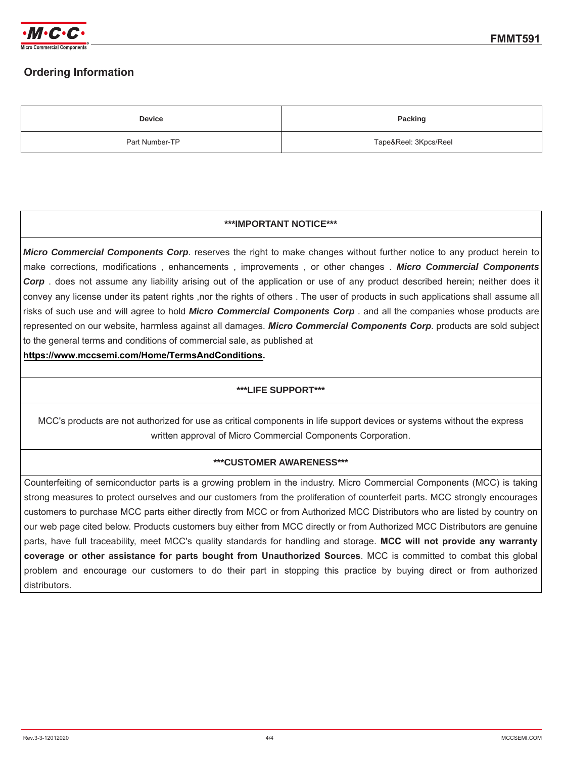## Ordering Information

| Device | Packing |
| --- | --- |
| Part Number-TP | Tape&Reel: 3Kpcs/Reel |

**\*\*\*IMPORTANT NOTICE\*\*\***

***Micro Commercial Components Corp***. reserves the right to make changes without further notice to any product herein to make corrections, modifications , enhancements , improvements , or other changes . ***Micro Commercial Components Corp*** . does not assume any liability arising out of the application or use of any product described herein; neither does it convey any license under its patent rights ,nor the rights of others . The user of products in such applications shall assume all risks of such use and will agree to hold ***Micro Commercial Components Corp*** . and all the companies whose products are represented on our website, harmless against all damages. ***Micro Commercial Components Corp***. products are sold subject to the general terms and conditions of commercial sale, as published at
**https://www.mccsemi.com/Home/TermsAndConditions.**

**\*\*\*LIFE SUPPORT\*\*\***

MCC's products are not authorized for use as critical components in life support devices or systems without the express written approval of Micro Commercial Components Corporation.

**\*\*\*CUSTOMER AWARENESS\*\*\***

Counterfeiting of semiconductor parts is a growing problem in the industry. Micro Commercial Components (MCC) is taking strong measures to protect ourselves and our customers from the proliferation of counterfeit parts. MCC strongly encourages customers to purchase MCC parts either directly from MCC or from Authorized MCC Distributors who are listed by country on our web page cited below. Products customers buy either from MCC directly or from Authorized MCC Distributors are genuine parts, have full traceability, meet MCC's quality standards for handling and storage. **MCC will not provide any warranty coverage or other assistance for parts bought from Unauthorized Sources**. MCC is committed to combat this global problem and encourage our customers to do their part in stopping this practice by buying direct or from authorized distributors.